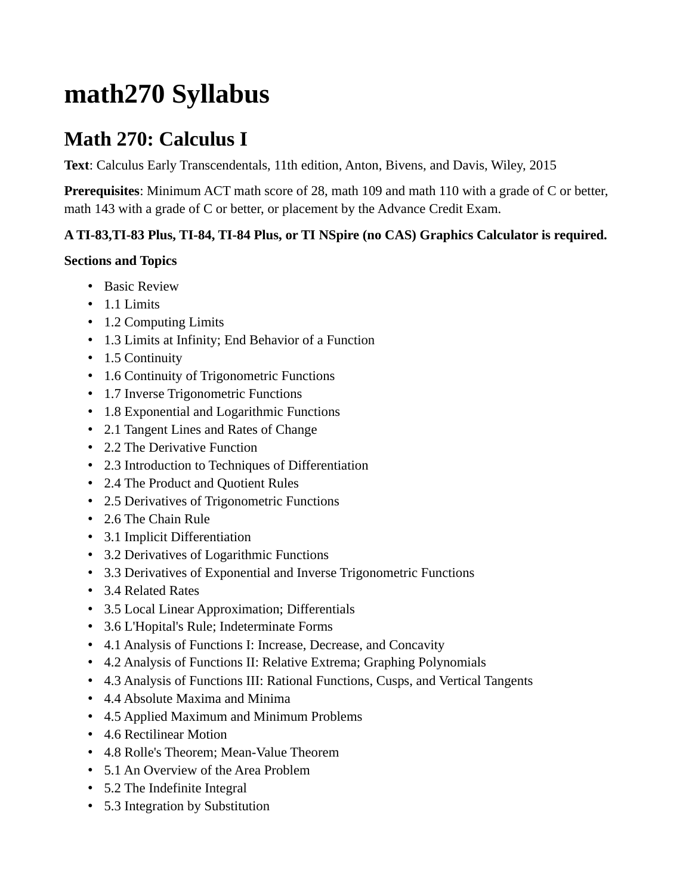# math270 Syllabus

## Math 270: Calculus I

**Text**: Calculus Early Transcendentals, 11th edition, Anton, Bivens, and Davis, Wiley, 2015

**Prerequisites**: Minimum ACT math score of 28, math 109 and math 110 with a grade of C or better, math 143 with a grade of C or better, or placement by the Advance Credit Exam.

**A TI-83,TI-83 Plus, TI-84, TI-84 Plus, or TI NSpire (no CAS) Graphics Calculator is required.**

**Sections and Topics**

- Basic Review
- 1.1 Limits
- 1.2 Computing Limits
- 1.3 Limits at Infinity; End Behavior of a Function
- 1.5 Continuity
- 1.6 Continuity of Trigonometric Functions
- 1.7 Inverse Trigonometric Functions
- 1.8 Exponential and Logarithmic Functions
- 2.1 Tangent Lines and Rates of Change
- 2.2 The Derivative Function
- 2.3 Introduction to Techniques of Differentiation
- 2.4 The Product and Quotient Rules
- 2.5 Derivatives of Trigonometric Functions
- 2.6 The Chain Rule
- 3.1 Implicit Differentiation
- 3.2 Derivatives of Logarithmic Functions
- 3.3 Derivatives of Exponential and Inverse Trigonometric Functions
- 3.4 Related Rates
- 3.5 Local Linear Approximation; Differentials
- 3.6 L'Hopital's Rule; Indeterminate Forms
- 4.1 Analysis of Functions I: Increase, Decrease, and Concavity
- 4.2 Analysis of Functions II: Relative Extrema; Graphing Polynomials
- 4.3 Analysis of Functions III: Rational Functions, Cusps, and Vertical Tangents
- 4.4 Absolute Maxima and Minima
- 4.5 Applied Maximum and Minimum Problems
- 4.6 Rectilinear Motion
- 4.8 Rolle's Theorem; Mean-Value Theorem
- 5.1 An Overview of the Area Problem
- 5.2 The Indefinite Integral
- 5.3 Integration by Substitution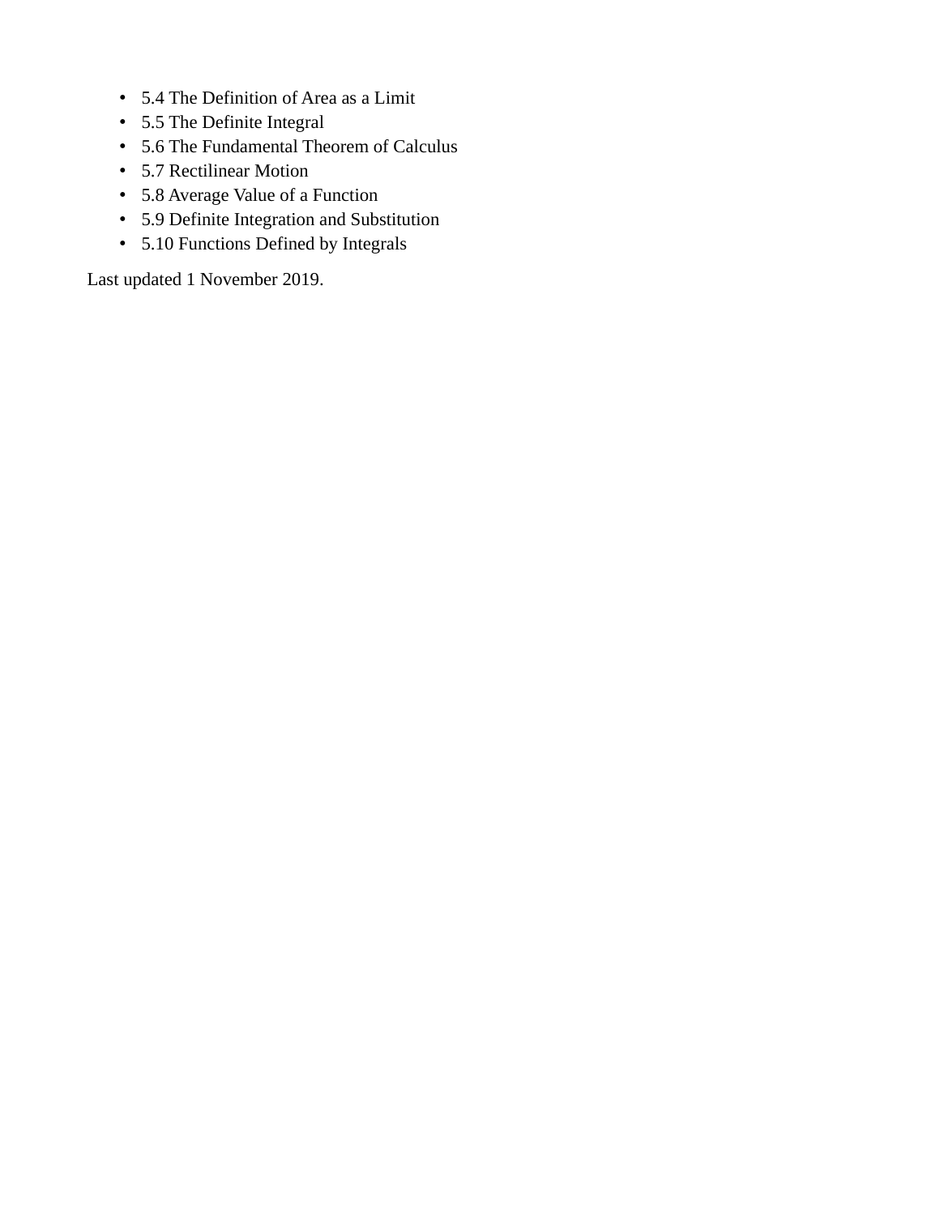- 5.4 The Definition of Area as a Limit
- 5.5 The Definite Integral
- 5.6 The Fundamental Theorem of Calculus
- 5.7 Rectilinear Motion
- 5.8 Average Value of a Function
- 5.9 Definite Integration and Substitution
- 5.10 Functions Defined by Integrals

Last updated 1 November 2019.